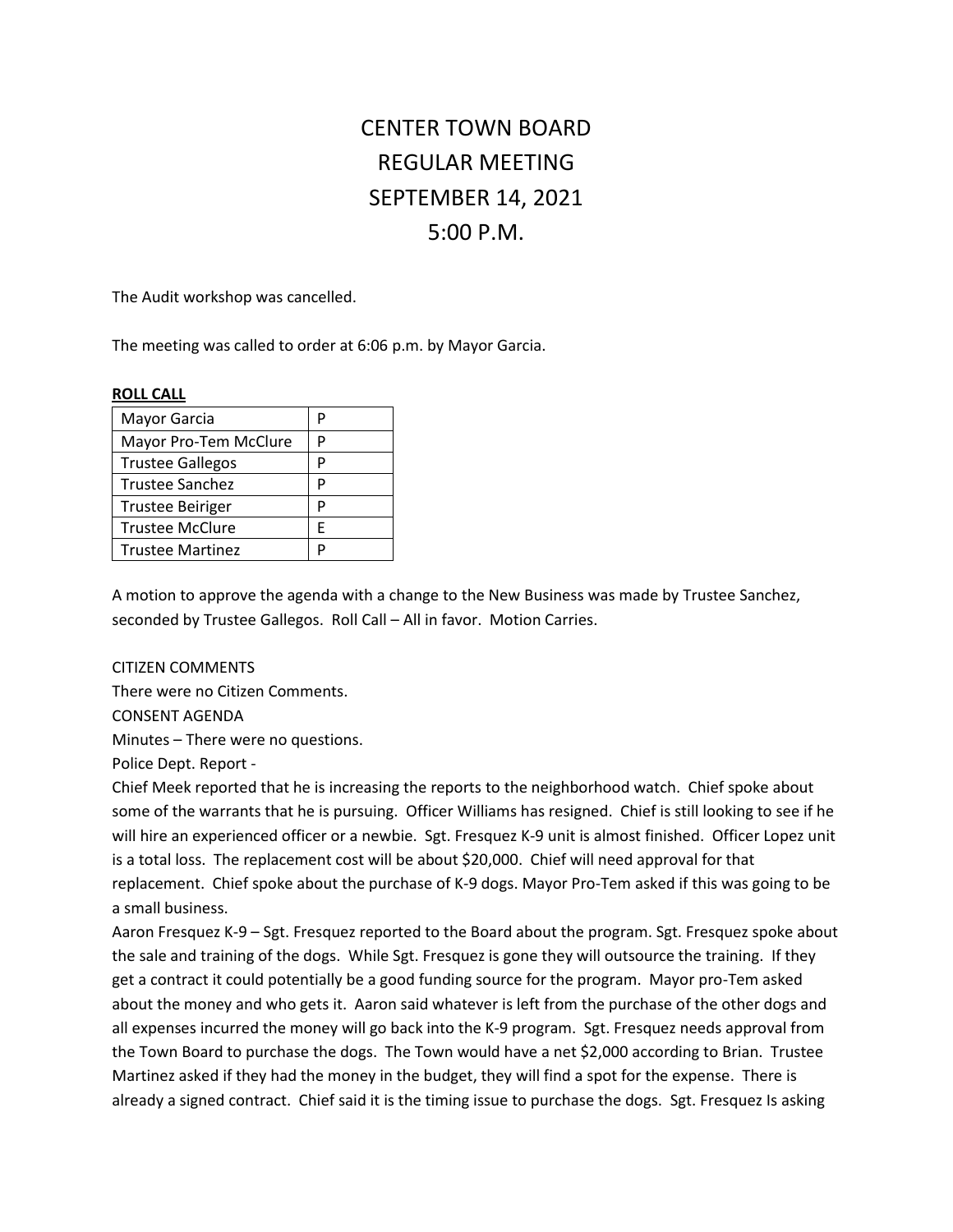# CENTER TOWN BOARD
# REGULAR MEETING
# SEPTEMBER 14, 2021
# 5:00 P.M.

The Audit workshop was cancelled.

The meeting was called to order at 6:06 p.m. by Mayor Garcia.

**ROLL CALL**

| | |
|---|---|
| Mayor Garcia | P |
| Mayor Pro-Tem McClure | P |
| Trustee Gallegos | P |
| Trustee Sanchez | P |
| Trustee Beiriger | P |
| Trustee McClure | E |
| Trustee Martinez | P |

A motion to approve the agenda with a change to the New Business was made by Trustee Sanchez, seconded by Trustee Gallegos. Roll Call – All in favor. Motion Carries.

CITIZEN COMMENTS
There were no Citizen Comments.
CONSENT AGENDA
Minutes – There were no questions.
Police Dept. Report -
Chief Meek reported that he is increasing the reports to the neighborhood watch. Chief spoke about some of the warrants that he is pursuing. Officer Williams has resigned. Chief is still looking to see if he will hire an experienced officer or a newbie. Sgt. Fresquez K-9 unit is almost finished. Officer Lopez unit is a total loss. The replacement cost will be about $20,000. Chief will need approval for that replacement. Chief spoke about the purchase of K-9 dogs. Mayor Pro-Tem asked if this was going to be a small business.
Aaron Fresquez K-9 – Sgt. Fresquez reported to the Board about the program. Sgt. Fresquez spoke about the sale and training of the dogs. While Sgt. Fresquez is gone they will outsource the training. If they get a contract it could potentially be a good funding source for the program. Mayor pro-Tem asked about the money and who gets it. Aaron said whatever is left from the purchase of the other dogs and all expenses incurred the money will go back into the K-9 program. Sgt. Fresquez needs approval from the Town Board to purchase the dogs. The Town would have a net $2,000 according to Brian. Trustee Martinez asked if they had the money in the budget, they will find a spot for the expense. There is already a signed contract. Chief said it is the timing issue to purchase the dogs. Sgt. Fresquez Is asking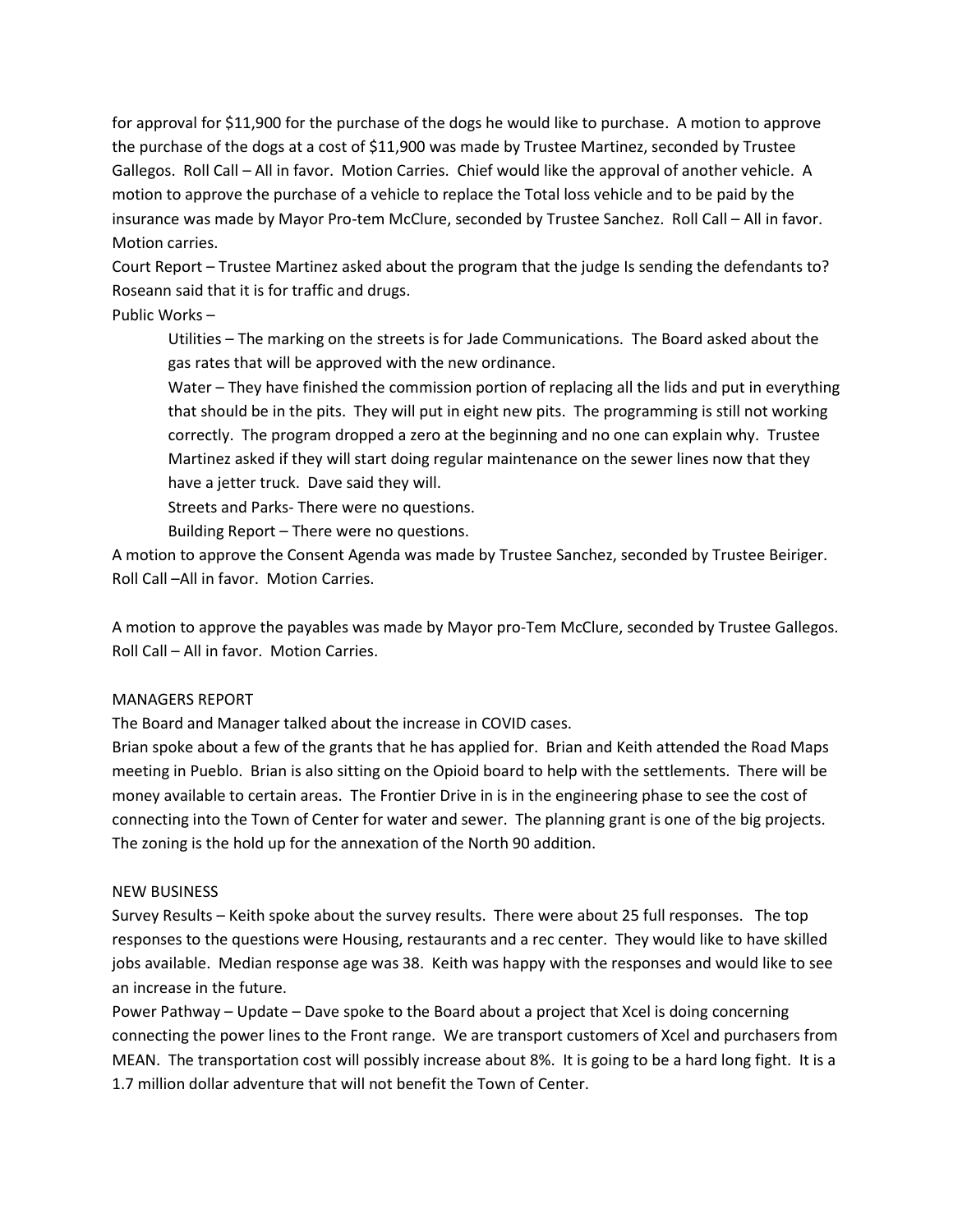for approval for $11,900 for the purchase of the dogs he would like to purchase. A motion to approve the purchase of the dogs at a cost of $11,900 was made by Trustee Martinez, seconded by Trustee Gallegos. Roll Call – All in favor. Motion Carries. Chief would like the approval of another vehicle. A motion to approve the purchase of a vehicle to replace the Total loss vehicle and to be paid by the insurance was made by Mayor Pro-tem McClure, seconded by Trustee Sanchez. Roll Call – All in favor. Motion carries.

Court Report – Trustee Martinez asked about the program that the judge Is sending the defendants to? Roseann said that it is for traffic and drugs.

Public Works –

> Utilities – The marking on the streets is for Jade Communications. The Board asked about the gas rates that will be approved with the new ordinance.
>
> Water – They have finished the commission portion of replacing all the lids and put in everything that should be in the pits. They will put in eight new pits. The programming is still not working correctly. The program dropped a zero at the beginning and no one can explain why. Trustee Martinez asked if they will start doing regular maintenance on the sewer lines now that they have a jetter truck. Dave said they will.
>
> Streets and Parks- There were no questions.
>
> Building Report – There were no questions.

A motion to approve the Consent Agenda was made by Trustee Sanchez, seconded by Trustee Beiriger. Roll Call –All in favor. Motion Carries.

A motion to approve the payables was made by Mayor pro-Tem McClure, seconded by Trustee Gallegos. Roll Call – All in favor. Motion Carries.

MANAGERS REPORT

The Board and Manager talked about the increase in COVID cases.

Brian spoke about a few of the grants that he has applied for. Brian and Keith attended the Road Maps meeting in Pueblo. Brian is also sitting on the Opioid board to help with the settlements. There will be money available to certain areas. The Frontier Drive in is in the engineering phase to see the cost of connecting into the Town of Center for water and sewer. The planning grant is one of the big projects. The zoning is the hold up for the annexation of the North 90 addition.

NEW BUSINESS

Survey Results – Keith spoke about the survey results. There were about 25 full responses. The top responses to the questions were Housing, restaurants and a rec center. They would like to have skilled jobs available. Median response age was 38. Keith was happy with the responses and would like to see an increase in the future.

Power Pathway – Update – Dave spoke to the Board about a project that Xcel is doing concerning connecting the power lines to the Front range. We are transport customers of Xcel and purchasers from MEAN. The transportation cost will possibly increase about 8%. It is going to be a hard long fight. It is a 1.7 million dollar adventure that will not benefit the Town of Center.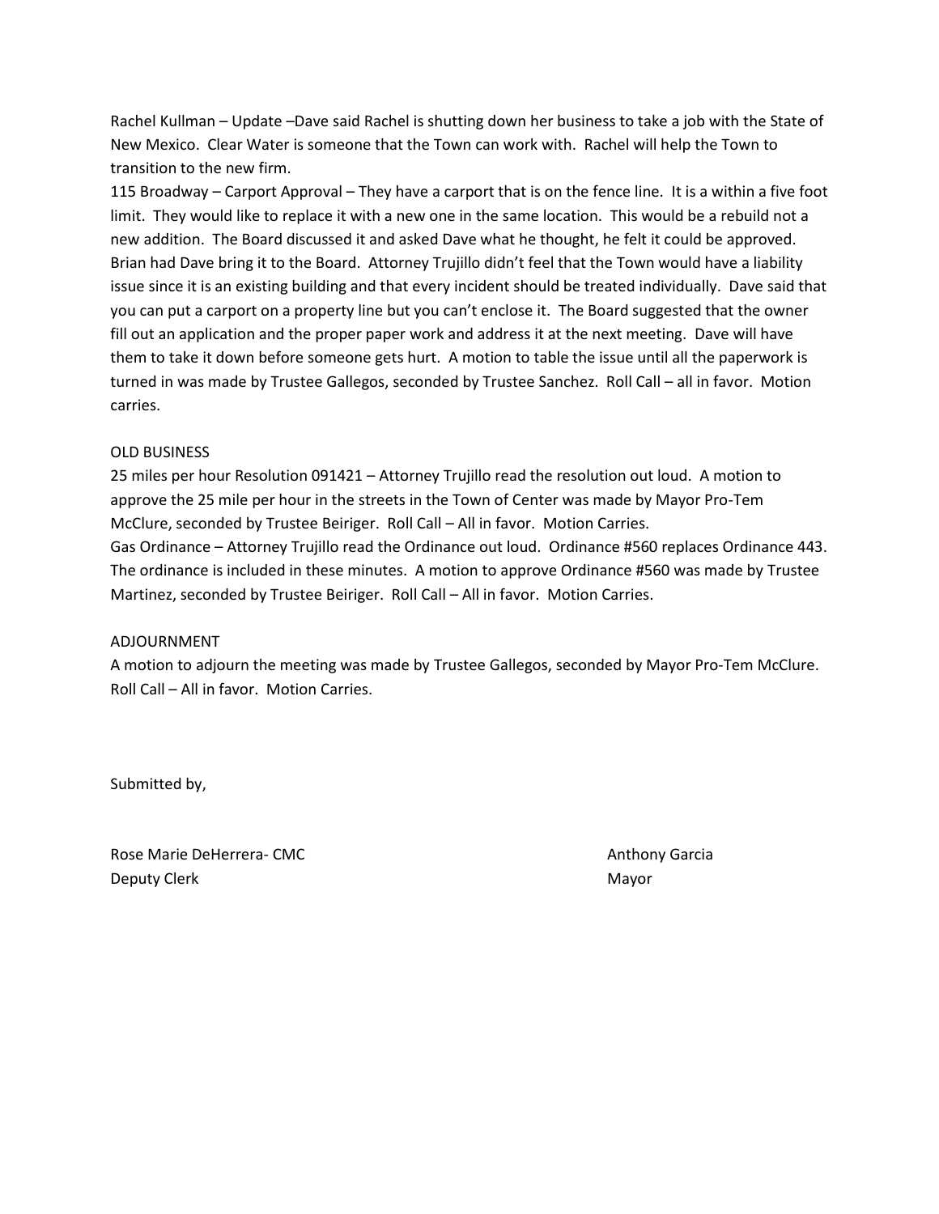Rachel Kullman – Update –Dave said Rachel is shutting down her business to take a job with the State of New Mexico. Clear Water is someone that the Town can work with. Rachel will help the Town to transition to the new firm.

115 Broadway – Carport Approval – They have a carport that is on the fence line. It is a within a five foot limit. They would like to replace it with a new one in the same location. This would be a rebuild not a new addition. The Board discussed it and asked Dave what he thought, he felt it could be approved. Brian had Dave bring it to the Board. Attorney Trujillo didn't feel that the Town would have a liability issue since it is an existing building and that every incident should be treated individually. Dave said that you can put a carport on a property line but you can't enclose it. The Board suggested that the owner fill out an application and the proper paper work and address it at the next meeting. Dave will have them to take it down before someone gets hurt. A motion to table the issue until all the paperwork is turned in was made by Trustee Gallegos, seconded by Trustee Sanchez. Roll Call – all in favor. Motion carries.

OLD BUSINESS

25 miles per hour Resolution 091421 – Attorney Trujillo read the resolution out loud. A motion to approve the 25 mile per hour in the streets in the Town of Center was made by Mayor Pro-Tem McClure, seconded by Trustee Beiriger. Roll Call – All in favor. Motion Carries.

Gas Ordinance – Attorney Trujillo read the Ordinance out loud. Ordinance #560 replaces Ordinance 443. The ordinance is included in these minutes. A motion to approve Ordinance #560 was made by Trustee Martinez, seconded by Trustee Beiriger. Roll Call – All in favor. Motion Carries.

ADJOURNMENT

A motion to adjourn the meeting was made by Trustee Gallegos, seconded by Mayor Pro-Tem McClure. Roll Call – All in favor. Motion Carries.

Submitted by,

Rose Marie DeHerrera- CMC
Deputy Clerk

Anthony Garcia
Mayor